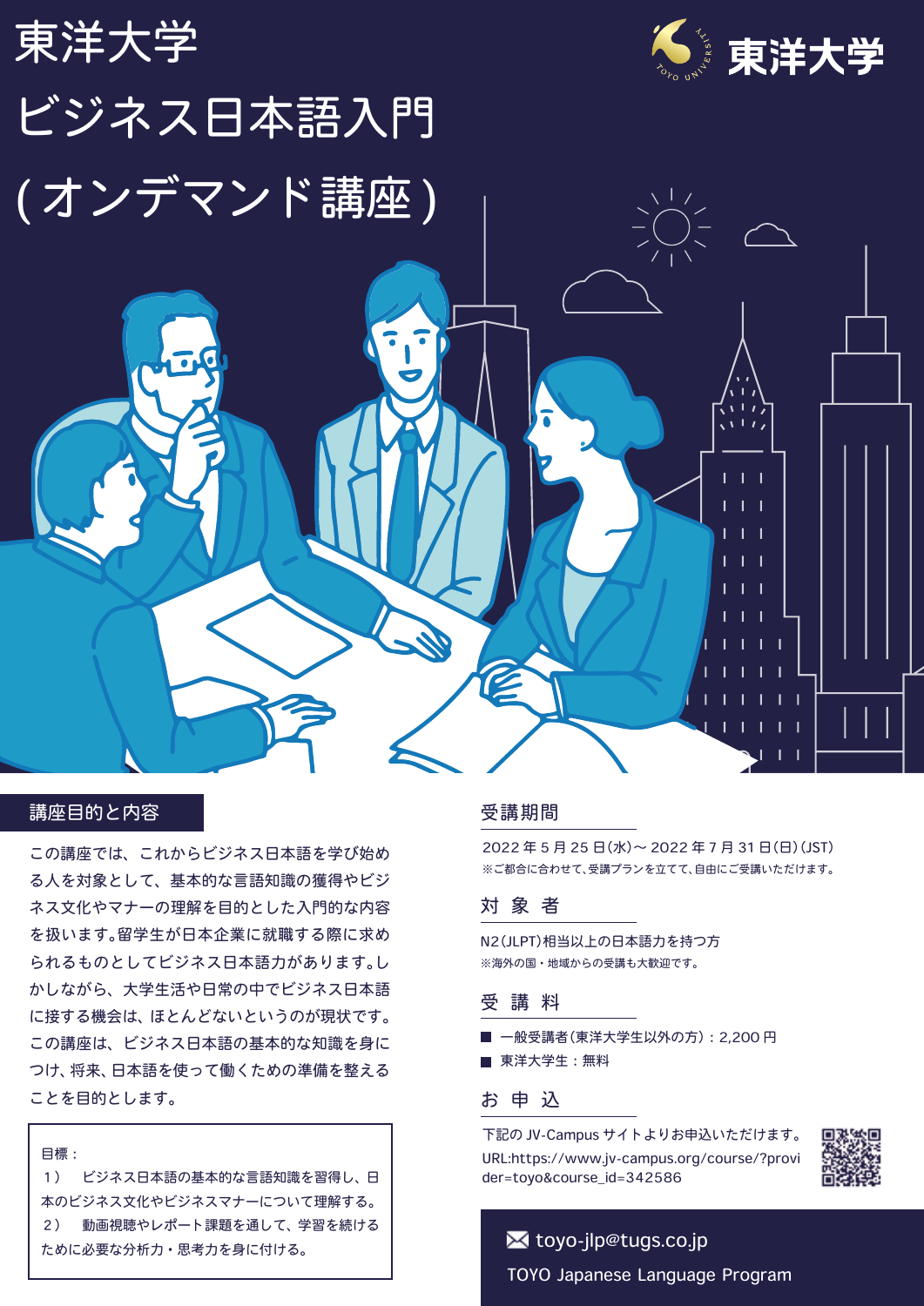# 東洋大学
# ビジネス日本語入門
# (オンデマンド講座)

東洋大学

## 講座目的と内容

この講座では、これからビジネス日本語を学び始める人を対象として、基本的な言語知識の獲得やビジネス文化やマナーの理解を目的とした入門的な内容を扱います。留学生が日本企業に就職する際に求められるものとしてビジネス日本語力があります。しかしながら、大学生活や日常の中でビジネス日本語に接する機会は、ほとんどないというのが現状です。この講座は、ビジネス日本語の基本的な知識を身につけ、将来、日本語を使って働くための準備を整えることを目的とします。

目標：

1） ビジネス日本語の基本的な言語知識を習得し、日本のビジネス文化やビジネスマナーについて理解する。

2） 動画視聴やレポート課題を通して、学習を続けるために必要な分析力・思考力を身に付ける。

## 受講期間

2022 年 5 月 25 日(水)〜 2022 年 7 月 31 日(日)(JST)

※ご都合に合わせて、受講プランを立てて、自由にご受講いただけます。

## 対象者

N2(JLPT)相当以上の日本語力を持つ方

※海外の国・地域からの受講も大歓迎です。

## 受講料

- 一般受講者(東洋大学生以外の方)：2,200 円
- 東洋大学生：無料

## お申込

下記の JV-Campus サイトよりお申込いただけます。

URL:https://www.jv-campus.org/course/?provider=toyo&course_id=342586

✉ toyo-jlp@tugs.co.jp

TOYO Japanese Language Program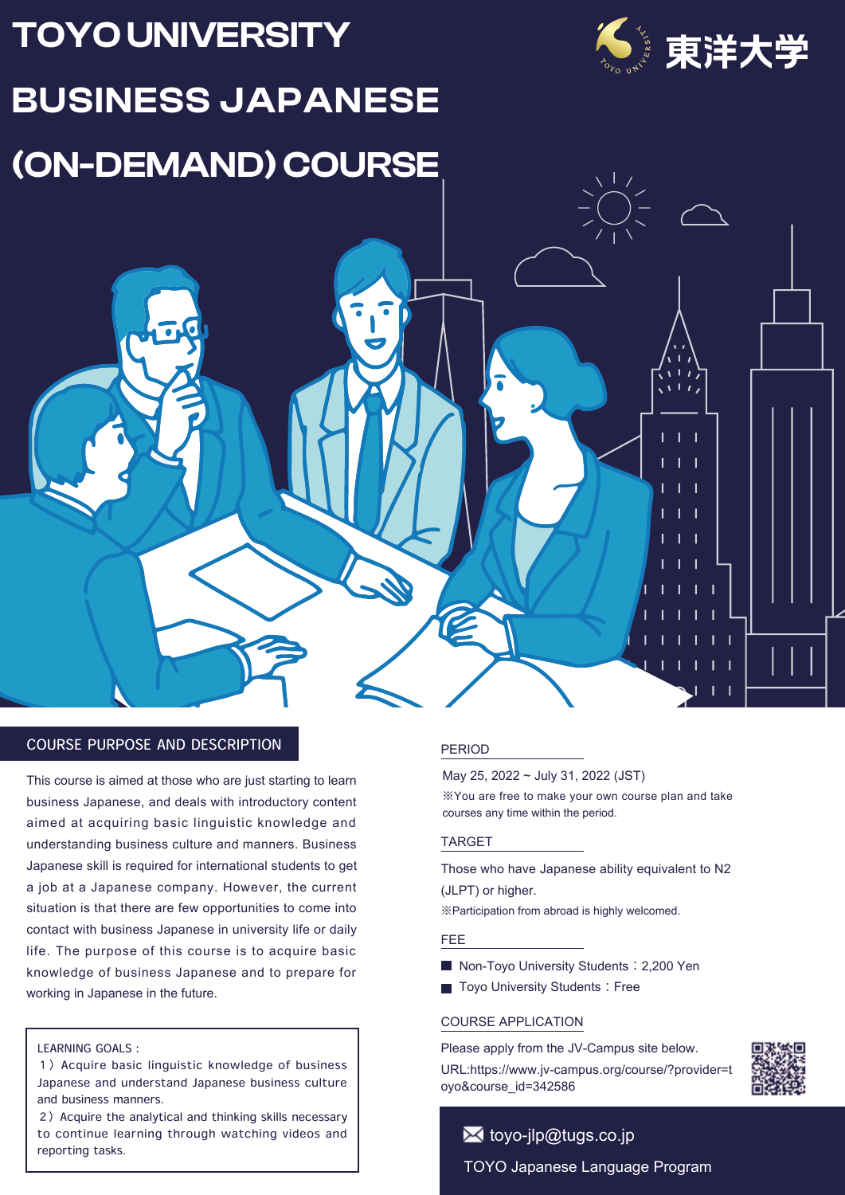# TOYO UNIVERSITY BUSINESS JAPANESE (ON-DEMAND) COURSE

東洋大学

## COURSE PURPOSE AND DESCRIPTION

This course is aimed at those who are just starting to learn business Japanese, and deals with introductory content aimed at acquiring basic linguistic knowledge and understanding business culture and manners. Business Japanese skill is required for international students to get a job at a Japanese company. However, the current situation is that there are few opportunities to come into contact with business Japanese in university life or daily life. The purpose of this course is to acquire basic knowledge of business Japanese and to prepare for working in Japanese in the future.

LEARNING GOALS :

1）Acquire basic linguistic knowledge of business Japanese and understand Japanese business culture and business manners.

2）Acquire the analytical and thinking skills necessary to continue learning through watching videos and reporting tasks.

## PERIOD

May 25, 2022 ~ July 31, 2022 (JST)

※You are free to make your own course plan and take courses any time within the period.

## TARGET

Those who have Japanese ability equivalent to N2 (JLPT) or higher.

※Participation from abroad is highly welcomed.

## FEE

- Non-Toyo University Students：2,200 Yen
- Toyo University Students：Free

## COURSE APPLICATION

Please apply from the JV-Campus site below.

URL:https://www.jv-campus.org/course/?provider=toyo&course_id=342586

toyo-jlp@tugs.co.jp

TOYO Japanese Language Program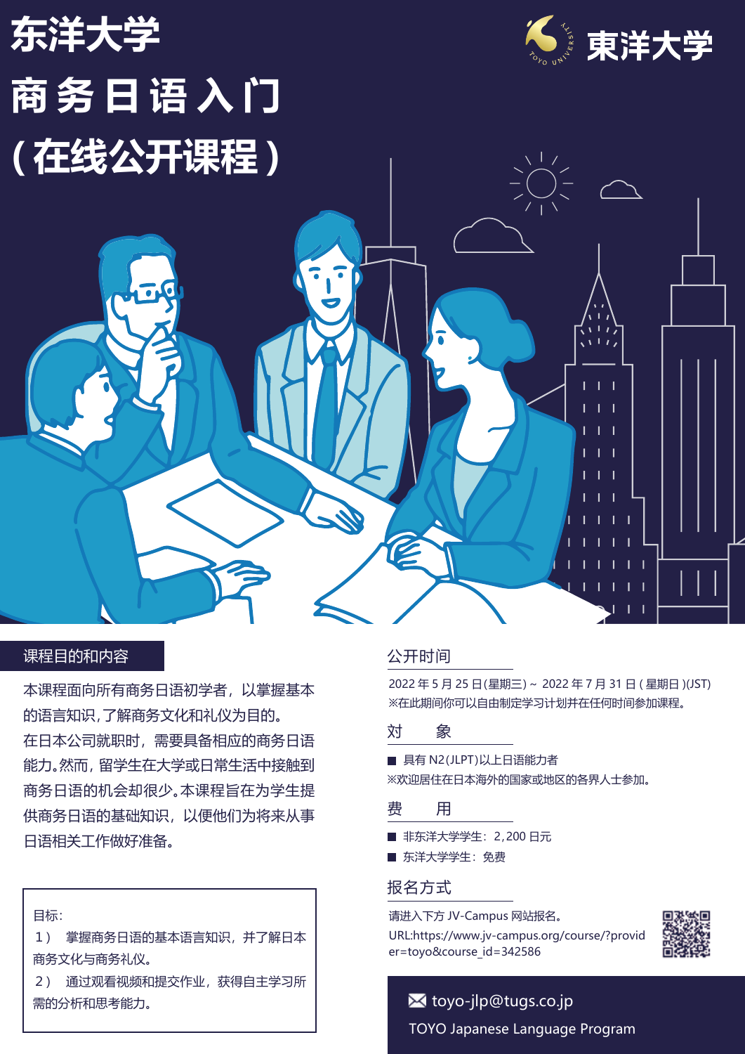# 东洋大学

# 商务日语入门

# （在线公开课程）

東洋大学

## 课程目的和内容

本课程面向所有商务日语初学者，以掌握基本的语言知识，了解商务文化和礼仪为目的。
在日本公司就职时，需要具备相应的商务日语能力。然而，留学生在大学或日常生活中接触到商务日语的机会却很少。本课程旨在为学生提供商务日语的基础知识，以便他们为将来从事日语相关工作做好准备。

目标：
1） 掌握商务日语的基本语言知识，并了解日本商务文化与商务礼仪。
2） 通过观看视频和提交作业，获得自主学习所需的分析和思考能力。

## 公开时间

2022 年 5 月 25 日(星期三) ~ 2022 年 7 月 31 日 ( 星期日 )(JST)
※在此期间你可以自由制定学习计划并在任何时间参加课程。

## 对　　象

- 具有 N2(JLPT)以上日语能力者

※欢迎居住在日本海外的国家或地区的各界人士参加。

## 费　　用

- 非东洋大学学生：2,200 日元
- 东洋大学学生：免费

## 报名方式

请进入下方 JV-Campus 网站报名。
URL:https://www.jv-campus.org/course/?provider=toyo&course_id=342586

toyo-jlp@tugs.co.jp
TOYO Japanese Language Program